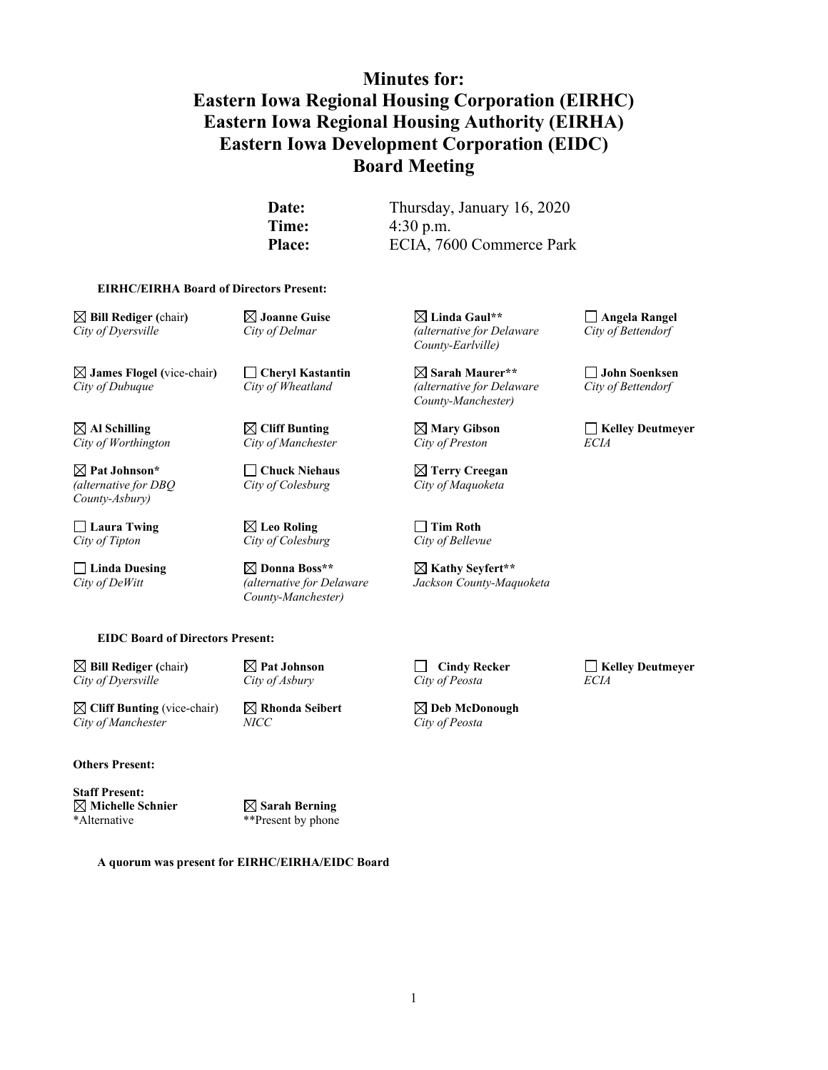# Minutes for:
# Eastern Iowa Regional Housing Corporation (EIRHC)
# Eastern Iowa Regional Housing Authority (EIRHA)
# Eastern Iowa Development Corporation (EIDC)
# Board Meeting

**Date:** Thursday, January 16, 2020
**Time:** 4:30 p.m.
**Place:** ECIA, 7600 Commerce Park

**EIRHC/EIRHA Board of Directors Present:**

| | | | |
|---|---|---|---|
| ☒ **Bill Rediger (**chair**)** *City of Dyersville* | ☒ **Joanne Guise** *City of Delmar* | ☒ **Linda Gaul**\*\* *(alternative for Delaware County-Earlville)* | ☐ **Angela Rangel** *City of Bettendorf* |
| ☒ **James Flogel (**vice-chair**)** *City of Dubuque* | ☐ **Cheryl Kastantin** *City of Wheatland* | ☒ **Sarah Maurer**\*\* *(alternative for Delaware County-Manchester)* | ☐ **John Soenksen** *City of Bettendorf* |
| ☒ **Al Schilling** *City of Worthington* | ☒ **Cliff Bunting** *City of Manchester* | ☒ **Mary Gibson** *City of Preston* | ☐ **Kelley Deutmeyer** *ECIA* |
| ☒ **Pat Johnson**\* *(alternative for DBQ County-Asbury)* | ☐ **Chuck Niehaus** *City of Colesburg* | ☒ **Terry Creegan** *City of Maquoketa* | |
| ☐ **Laura Twing** *City of Tipton* | ☒ **Leo Roling** *City of Colesburg* | ☐ **Tim Roth** *City of Bellevue* | |
| ☐ **Linda Duesing** *City of DeWitt* | ☒ **Donna Boss**\*\* *(alternative for Delaware County-Manchester)* | ☒ **Kathy Seyfert**\*\* *Jackson County-Maquoketa* | |

**EIDC Board of Directors Present:**

| | | | |
|---|---|---|---|
| ☒ **Bill Rediger (**chair**)** *City of Dyersville* | ☒ **Pat Johnson** *City of Asbury* | ☐ **Cindy Recker** *City of Peosta* | ☐ **Kelley Deutmeyer** *ECIA* |
| ☒ **Cliff Bunting** (vice-chair) *City of Manchester* | ☒ **Rhonda Seibert** *NICC* | ☒ **Deb McDonough** *City of Peosta* | |

**Others Present:**

**Staff Present:**
☒ **Michelle Schnier** ☒ **Sarah Berning**
\*Alternative \*\*Present by phone

**A quorum was present for EIRHC/EIRHA/EIDC Board**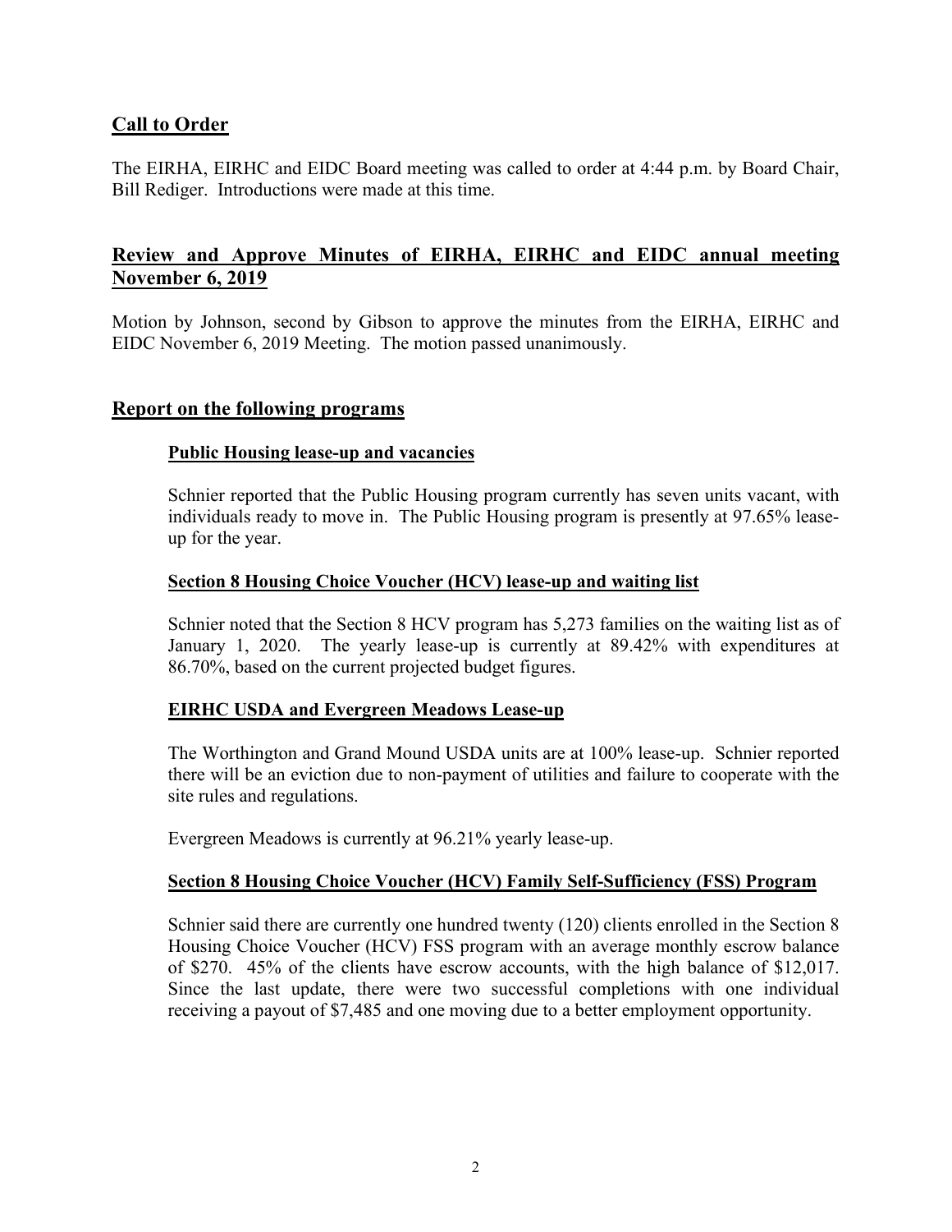## Call to Order

The EIRHA, EIRHC and EIDC Board meeting was called to order at 4:44 p.m. by Board Chair, Bill Rediger. Introductions were made at this time.

## Review and Approve Minutes of EIRHA, EIRHC and EIDC annual meeting November 6, 2019

Motion by Johnson, second by Gibson to approve the minutes from the EIRHA, EIRHC and EIDC November 6, 2019 Meeting. The motion passed unanimously.

## Report on the following programs

### Public Housing lease-up and vacancies

Schnier reported that the Public Housing program currently has seven units vacant, with individuals ready to move in. The Public Housing program is presently at 97.65% lease-up for the year.

### Section 8 Housing Choice Voucher (HCV) lease-up and waiting list

Schnier noted that the Section 8 HCV program has 5,273 families on the waiting list as of January 1, 2020. The yearly lease-up is currently at 89.42% with expenditures at 86.70%, based on the current projected budget figures.

### EIRHC USDA and Evergreen Meadows Lease-up

The Worthington and Grand Mound USDA units are at 100% lease-up. Schnier reported there will be an eviction due to non-payment of utilities and failure to cooperate with the site rules and regulations.

Evergreen Meadows is currently at 96.21% yearly lease-up.

### Section 8 Housing Choice Voucher (HCV) Family Self-Sufficiency (FSS) Program

Schnier said there are currently one hundred twenty (120) clients enrolled in the Section 8 Housing Choice Voucher (HCV) FSS program with an average monthly escrow balance of $270. 45% of the clients have escrow accounts, with the high balance of $12,017. Since the last update, there were two successful completions with one individual receiving a payout of $7,485 and one moving due to a better employment opportunity.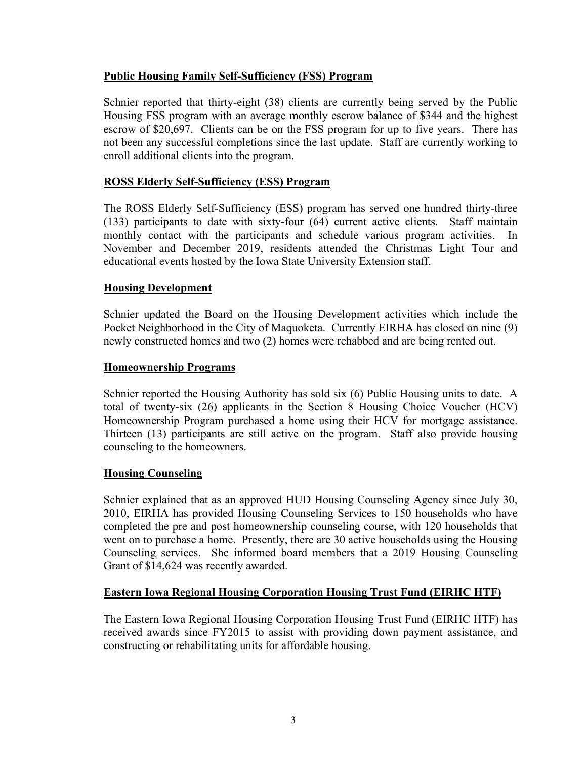**Public Housing Family Self-Sufficiency (FSS) Program**

Schnier reported that thirty-eight (38) clients are currently being served by the Public Housing FSS program with an average monthly escrow balance of $344 and the highest escrow of $20,697. Clients can be on the FSS program for up to five years. There has not been any successful completions since the last update. Staff are currently working to enroll additional clients into the program.

**ROSS Elderly Self-Sufficiency (ESS) Program**

The ROSS Elderly Self-Sufficiency (ESS) program has served one hundred thirty-three (133) participants to date with sixty-four (64) current active clients. Staff maintain monthly contact with the participants and schedule various program activities. In November and December 2019, residents attended the Christmas Light Tour and educational events hosted by the Iowa State University Extension staff.

**Housing Development**

Schnier updated the Board on the Housing Development activities which include the Pocket Neighborhood in the City of Maquoketa. Currently EIRHA has closed on nine (9) newly constructed homes and two (2) homes were rehabbed and are being rented out.

**Homeownership Programs**

Schnier reported the Housing Authority has sold six (6) Public Housing units to date. A total of twenty-six (26) applicants in the Section 8 Housing Choice Voucher (HCV) Homeownership Program purchased a home using their HCV for mortgage assistance. Thirteen (13) participants are still active on the program. Staff also provide housing counseling to the homeowners.

**Housing Counseling**

Schnier explained that as an approved HUD Housing Counseling Agency since July 30, 2010, EIRHA has provided Housing Counseling Services to 150 households who have completed the pre and post homeownership counseling course, with 120 households that went on to purchase a home. Presently, there are 30 active households using the Housing Counseling services. She informed board members that a 2019 Housing Counseling Grant of $14,624 was recently awarded.

**Eastern Iowa Regional Housing Corporation Housing Trust Fund (EIRHC HTF)**

The Eastern Iowa Regional Housing Corporation Housing Trust Fund (EIRHC HTF) has received awards since FY2015 to assist with providing down payment assistance, and constructing or rehabilitating units for affordable housing.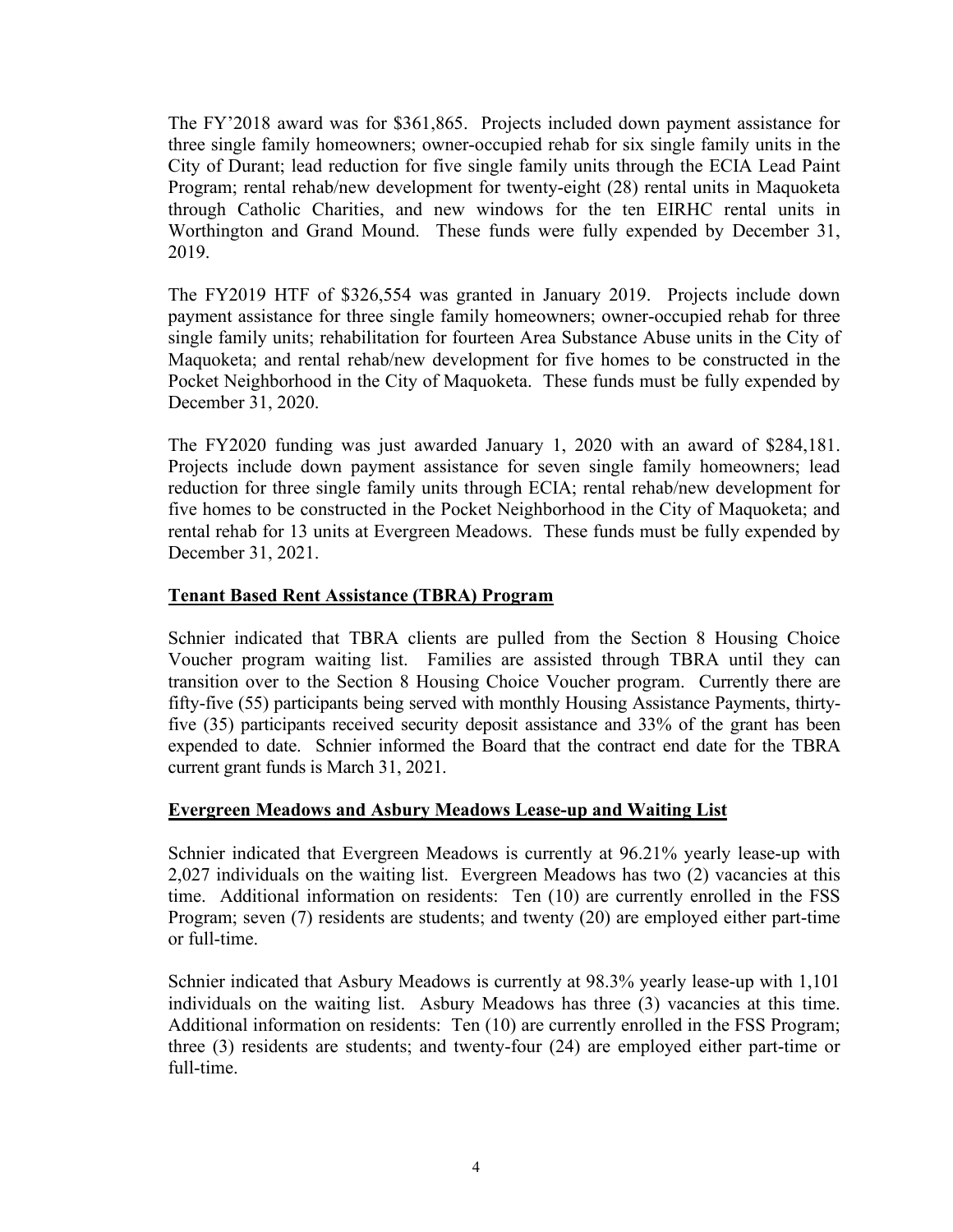The FY'2018 award was for $361,865. Projects included down payment assistance for three single family homeowners; owner-occupied rehab for six single family units in the City of Durant; lead reduction for five single family units through the ECIA Lead Paint Program; rental rehab/new development for twenty-eight (28) rental units in Maquoketa through Catholic Charities, and new windows for the ten EIRHC rental units in Worthington and Grand Mound. These funds were fully expended by December 31, 2019.

The FY2019 HTF of $326,554 was granted in January 2019. Projects include down payment assistance for three single family homeowners; owner-occupied rehab for three single family units; rehabilitation for fourteen Area Substance Abuse units in the City of Maquoketa; and rental rehab/new development for five homes to be constructed in the Pocket Neighborhood in the City of Maquoketa. These funds must be fully expended by December 31, 2020.

The FY2020 funding was just awarded January 1, 2020 with an award of $284,181. Projects include down payment assistance for seven single family homeowners; lead reduction for three single family units through ECIA; rental rehab/new development for five homes to be constructed in the Pocket Neighborhood in the City of Maquoketa; and rental rehab for 13 units at Evergreen Meadows. These funds must be fully expended by December 31, 2021.

**Tenant Based Rent Assistance (TBRA) Program**

Schnier indicated that TBRA clients are pulled from the Section 8 Housing Choice Voucher program waiting list. Families are assisted through TBRA until they can transition over to the Section 8 Housing Choice Voucher program. Currently there are fifty-five (55) participants being served with monthly Housing Assistance Payments, thirty-five (35) participants received security deposit assistance and 33% of the grant has been expended to date. Schnier informed the Board that the contract end date for the TBRA current grant funds is March 31, 2021.

**Evergreen Meadows and Asbury Meadows Lease-up and Waiting List**

Schnier indicated that Evergreen Meadows is currently at 96.21% yearly lease-up with 2,027 individuals on the waiting list. Evergreen Meadows has two (2) vacancies at this time. Additional information on residents: Ten (10) are currently enrolled in the FSS Program; seven (7) residents are students; and twenty (20) are employed either part-time or full-time.

Schnier indicated that Asbury Meadows is currently at 98.3% yearly lease-up with 1,101 individuals on the waiting list. Asbury Meadows has three (3) vacancies at this time. Additional information on residents: Ten (10) are currently enrolled in the FSS Program; three (3) residents are students; and twenty-four (24) are employed either part-time or full-time.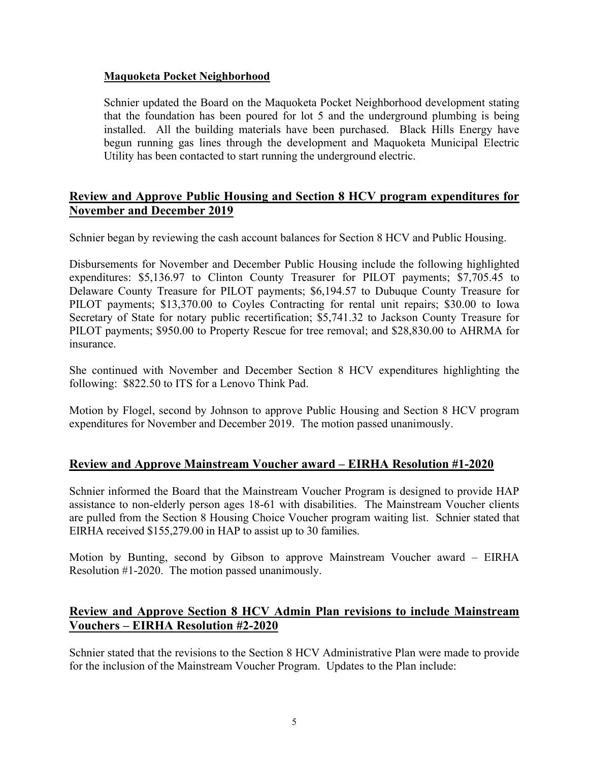**Maquoketa Pocket Neighborhood**

Schnier updated the Board on the Maquoketa Pocket Neighborhood development stating that the foundation has been poured for lot 5 and the underground plumbing is being installed. All the building materials have been purchased. Black Hills Energy have begun running gas lines through the development and Maquoketa Municipal Electric Utility has been contacted to start running the underground electric.

## Review and Approve Public Housing and Section 8 HCV program expenditures for November and December 2019

Schnier began by reviewing the cash account balances for Section 8 HCV and Public Housing.

Disbursements for November and December Public Housing include the following highlighted expenditures: $5,136.97 to Clinton County Treasurer for PILOT payments; $7,705.45 to Delaware County Treasure for PILOT payments; $6,194.57 to Dubuque County Treasure for PILOT payments; $13,370.00 to Coyles Contracting for rental unit repairs; $30.00 to Iowa Secretary of State for notary public recertification; $5,741.32 to Jackson County Treasure for PILOT payments; $950.00 to Property Rescue for tree removal; and $28,830.00 to AHRMA for insurance.

She continued with November and December Section 8 HCV expenditures highlighting the following: $822.50 to ITS for a Lenovo Think Pad.

Motion by Flogel, second by Johnson to approve Public Housing and Section 8 HCV program expenditures for November and December 2019. The motion passed unanimously.

## Review and Approve Mainstream Voucher award – EIRHA Resolution #1-2020

Schnier informed the Board that the Mainstream Voucher Program is designed to provide HAP assistance to non-elderly person ages 18-61 with disabilities. The Mainstream Voucher clients are pulled from the Section 8 Housing Choice Voucher program waiting list. Schnier stated that EIRHA received $155,279.00 in HAP to assist up to 30 families.

Motion by Bunting, second by Gibson to approve Mainstream Voucher award – EIRHA Resolution #1-2020. The motion passed unanimously.

## Review and Approve Section 8 HCV Admin Plan revisions to include Mainstream Vouchers – EIRHA Resolution #2-2020

Schnier stated that the revisions to the Section 8 HCV Administrative Plan were made to provide for the inclusion of the Mainstream Voucher Program. Updates to the Plan include: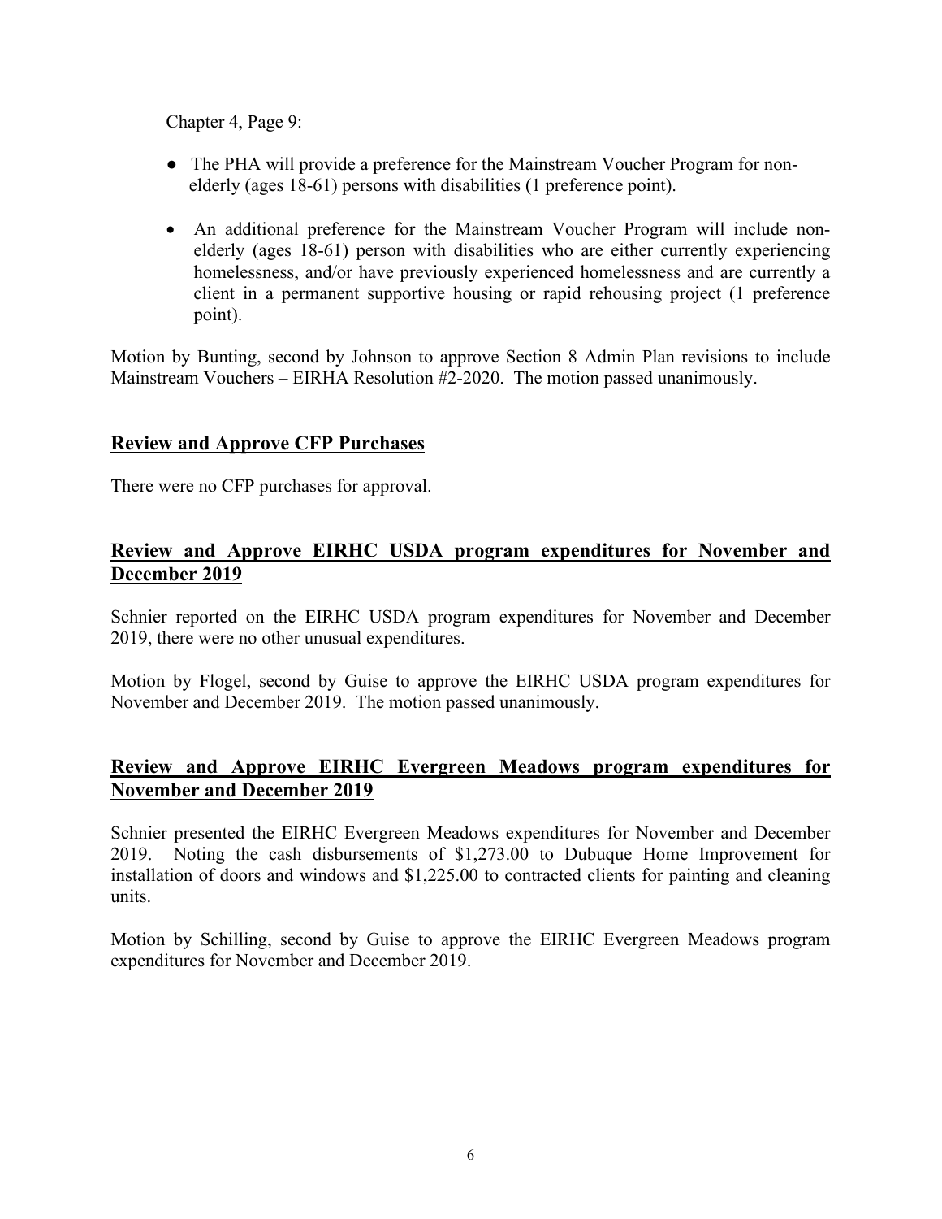Chapter 4, Page 9:

- The PHA will provide a preference for the Mainstream Voucher Program for non-elderly (ages 18-61) persons with disabilities (1 preference point).
- An additional preference for the Mainstream Voucher Program will include non-elderly (ages 18-61) person with disabilities who are either currently experiencing homelessness, and/or have previously experienced homelessness and are currently a client in a permanent supportive housing or rapid rehousing project (1 preference point).

Motion by Bunting, second by Johnson to approve Section 8 Admin Plan revisions to include Mainstream Vouchers – EIRHA Resolution #2-2020. The motion passed unanimously.

## Review and Approve CFP Purchases

There were no CFP purchases for approval.

## Review and Approve EIRHC USDA program expenditures for November and December 2019

Schnier reported on the EIRHC USDA program expenditures for November and December 2019, there were no other unusual expenditures.

Motion by Flogel, second by Guise to approve the EIRHC USDA program expenditures for November and December 2019. The motion passed unanimously.

## Review and Approve EIRHC Evergreen Meadows program expenditures for November and December 2019

Schnier presented the EIRHC Evergreen Meadows expenditures for November and December 2019. Noting the cash disbursements of $1,273.00 to Dubuque Home Improvement for installation of doors and windows and $1,225.00 to contracted clients for painting and cleaning units.

Motion by Schilling, second by Guise to approve the EIRHC Evergreen Meadows program expenditures for November and December 2019.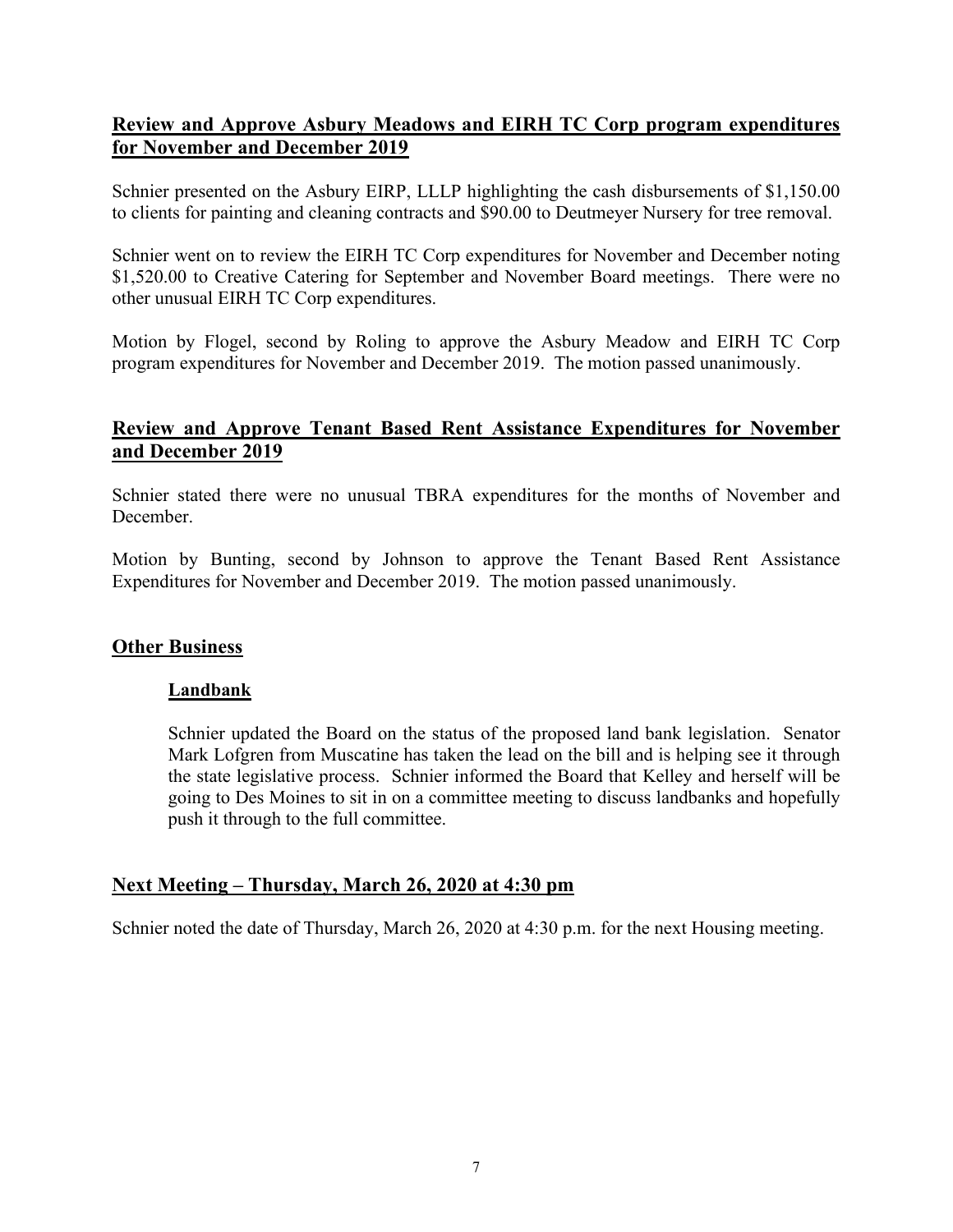## **Review and Approve Asbury Meadows and EIRH TC Corp program expenditures for November and December 2019**

Schnier presented on the Asbury EIRP, LLLP highlighting the cash disbursements of $1,150.00 to clients for painting and cleaning contracts and $90.00 to Deutmeyer Nursery for tree removal.

Schnier went on to review the EIRH TC Corp expenditures for November and December noting $1,520.00 to Creative Catering for September and November Board meetings. There were no other unusual EIRH TC Corp expenditures.

Motion by Flogel, second by Roling to approve the Asbury Meadow and EIRH TC Corp program expenditures for November and December 2019. The motion passed unanimously.

## **Review and Approve Tenant Based Rent Assistance Expenditures for November and December 2019**

Schnier stated there were no unusual TBRA expenditures for the months of November and December.

Motion by Bunting, second by Johnson to approve the Tenant Based Rent Assistance Expenditures for November and December 2019. The motion passed unanimously.

## **Other Business**

### **Landbank**

Schnier updated the Board on the status of the proposed land bank legislation. Senator Mark Lofgren from Muscatine has taken the lead on the bill and is helping see it through the state legislative process. Schnier informed the Board that Kelley and herself will be going to Des Moines to sit in on a committee meeting to discuss landbanks and hopefully push it through to the full committee.

## **Next Meeting – Thursday, March 26, 2020 at 4:30 pm**

Schnier noted the date of Thursday, March 26, 2020 at 4:30 p.m. for the next Housing meeting.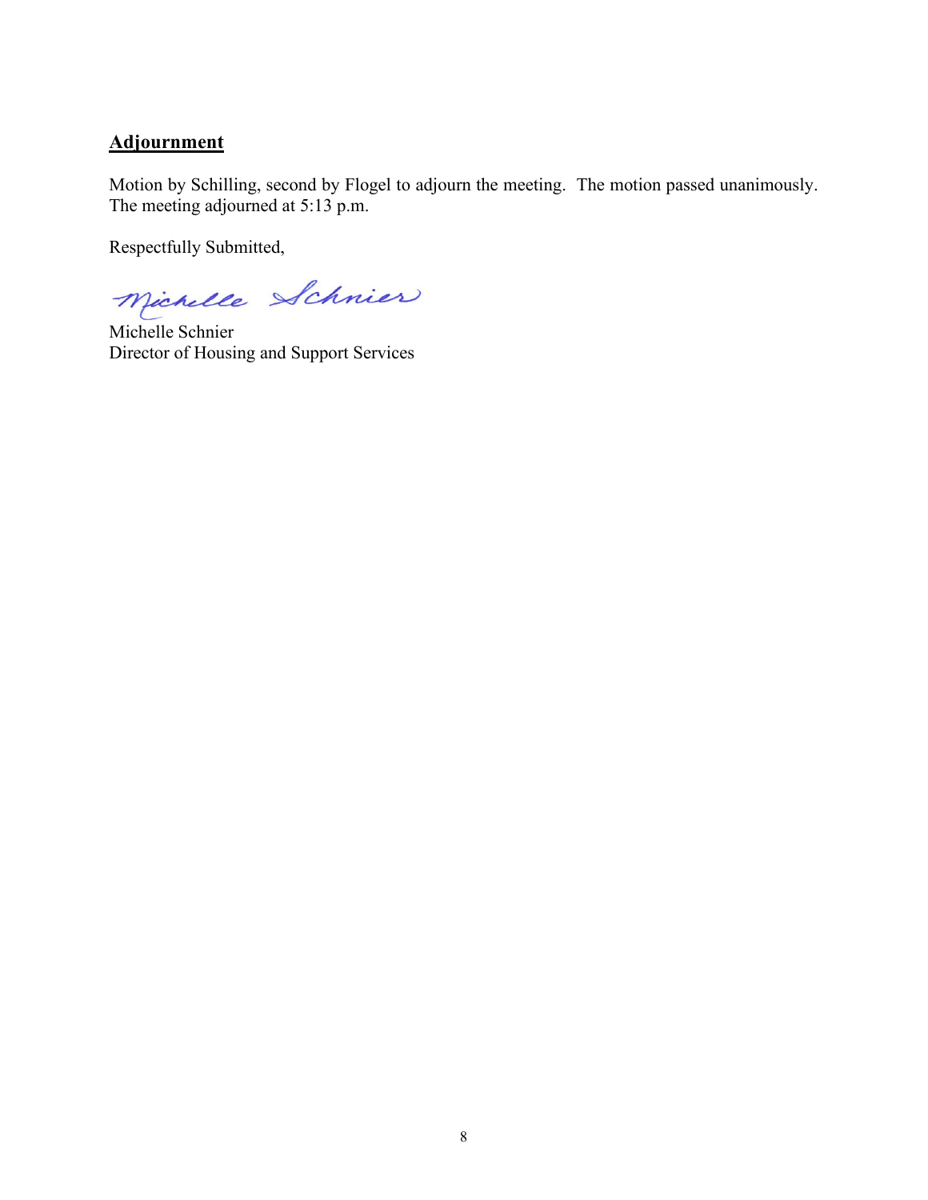## Adjournment

Motion by Schilling, second by Flogel to adjourn the meeting. The motion passed unanimously. The meeting adjourned at 5:13 p.m.

Respectfully Submitted,

Michelle Schnier

Michelle Schnier
Director of Housing and Support Services